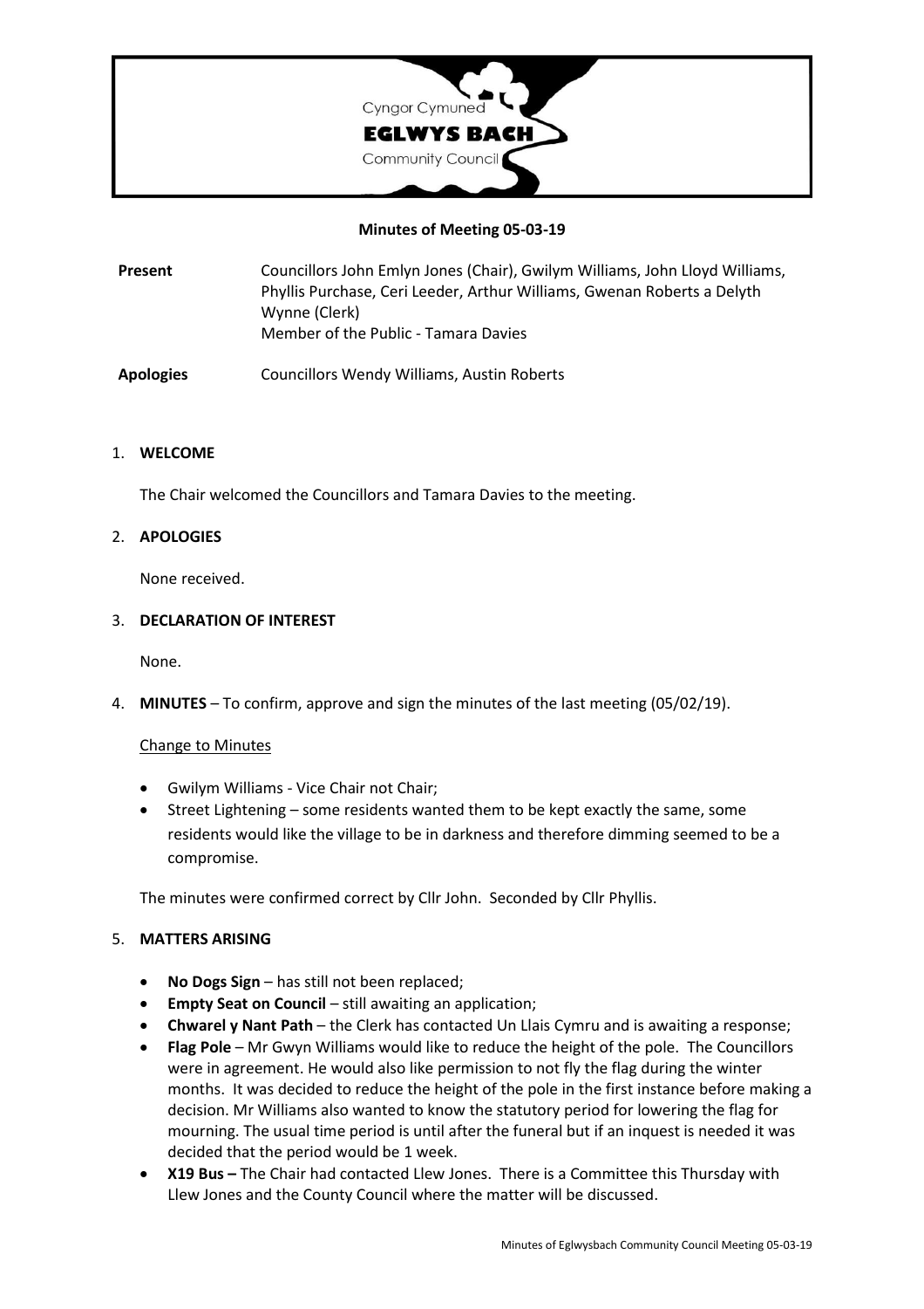Cyngor Cymuned

**EGLWYS BACH**

Community Council

**Minutes of Meeting 05-03-19**

| | |
|---|---|
| **Present** | Councillors John Emlyn Jones (Chair), Gwilym Williams, John Lloyd Williams, Phyllis Purchase, Ceri Leeder, Arthur Williams, Gwenan Roberts a Delyth Wynne (Clerk)<br>Member of the Public - Tamara Davies |
| **Apologies** | Councillors Wendy Williams, Austin Roberts |

1. **WELCOME**

   The Chair welcomed the Councillors and Tamara Davies to the meeting.

2. **APOLOGIES**

   None received.

3. **DECLARATION OF INTEREST**

   None.

4. **MINUTES** – To confirm, approve and sign the minutes of the last meeting (05/02/19).

   Change to Minutes

   - Gwilym Williams - Vice Chair not Chair;
   - Street Lightening – some residents wanted them to be kept exactly the same, some residents would like the village to be in darkness and therefore dimming seemed to be a compromise.

   The minutes were confirmed correct by Cllr John. Seconded by Cllr Phyllis.

5. **MATTERS ARISING**

   - **No Dogs Sign** – has still not been replaced;
   - **Empty Seat on Council** – still awaiting an application;
   - **Chwarel y Nant Path** – the Clerk has contacted Un Llais Cymru and is awaiting a response;
   - **Flag Pole** – Mr Gwyn Williams would like to reduce the height of the pole. The Councillors were in agreement. He would also like permission to not fly the flag during the winter months. It was decided to reduce the height of the pole in the first instance before making a decision. Mr Williams also wanted to know the statutory period for lowering the flag for mourning. The usual time period is until after the funeral but if an inquest is needed it was decided that the period would be 1 week.
   - **X19 Bus –** The Chair had contacted Llew Jones. There is a Committee this Thursday with Llew Jones and the County Council where the matter will be discussed.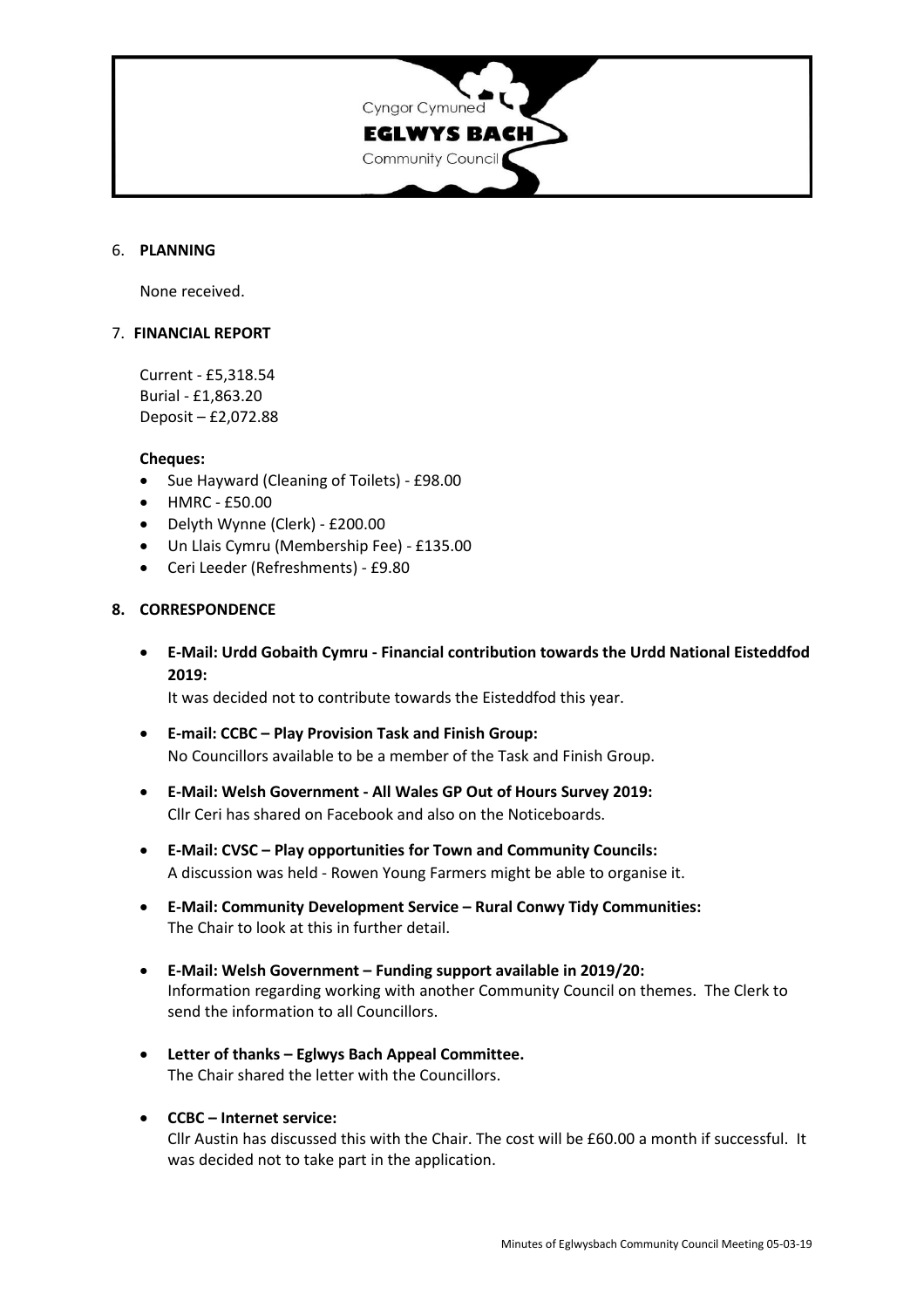6. **PLANNING**

   None received.

7. **FINANCIAL REPORT**

   Current - £5,318.54
   Burial - £1,863.20
   Deposit – £2,072.88

   **Cheques:**

   - Sue Hayward (Cleaning of Toilets) - £98.00
   - HMRC - £50.00
   - Delyth Wynne (Clerk) - £200.00
   - Un Llais Cymru (Membership Fee) - £135.00
   - Ceri Leeder (Refreshments) - £9.80

8. **CORRESPONDENCE**

   - **E-Mail: Urdd Gobaith Cymru - Financial contribution towards the Urdd National Eisteddfod 2019:**
     It was decided not to contribute towards the Eisteddfod this year.
   - **E-mail: CCBC – Play Provision Task and Finish Group:**
     No Councillors available to be a member of the Task and Finish Group.
   - **E-Mail: Welsh Government - All Wales GP Out of Hours Survey 2019:**
     Cllr Ceri has shared on Facebook and also on the Noticeboards.
   - **E-Mail: CVSC – Play opportunities for Town and Community Councils:**
     A discussion was held - Rowen Young Farmers might be able to organise it.
   - **E-Mail: Community Development Service – Rural Conwy Tidy Communities:**
     The Chair to look at this in further detail.
   - **E-Mail: Welsh Government – Funding support available in 2019/20:**
     Information regarding working with another Community Council on themes. The Clerk to send the information to all Councillors.
   - **Letter of thanks – Eglwys Bach Appeal Committee.**
     The Chair shared the letter with the Councillors.
   - **CCBC – Internet service:**
     Cllr Austin has discussed this with the Chair. The cost will be £60.00 a month if successful. It was decided not to take part in the application.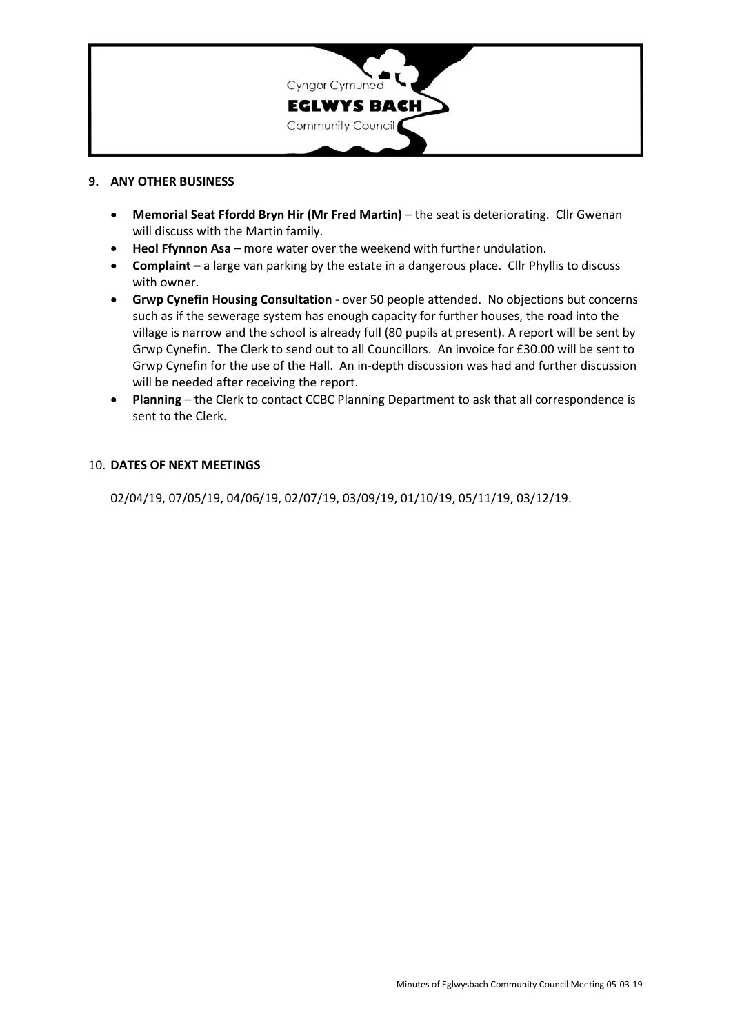## 9. ANY OTHER BUSINESS

- **Memorial Seat Ffordd Bryn Hir (Mr Fred Martin)** – the seat is deteriorating. Cllr Gwenan will discuss with the Martin family.
- **Heol Ffynnon Asa** – more water over the weekend with further undulation.
- **Complaint –** a large van parking by the estate in a dangerous place. Cllr Phyllis to discuss with owner.
- **Grwp Cynefin Housing Consultation** - over 50 people attended. No objections but concerns such as if the sewerage system has enough capacity for further houses, the road into the village is narrow and the school is already full (80 pupils at present). A report will be sent by Grwp Cynefin. The Clerk to send out to all Councillors. An invoice for £30.00 will be sent to Grwp Cynefin for the use of the Hall. An in-depth discussion was had and further discussion will be needed after receiving the report.
- **Planning** – the Clerk to contact CCBC Planning Department to ask that all correspondence is sent to the Clerk.

## 10. DATES OF NEXT MEETINGS

02/04/19, 07/05/19, 04/06/19, 02/07/19, 03/09/19, 01/10/19, 05/11/19, 03/12/19.